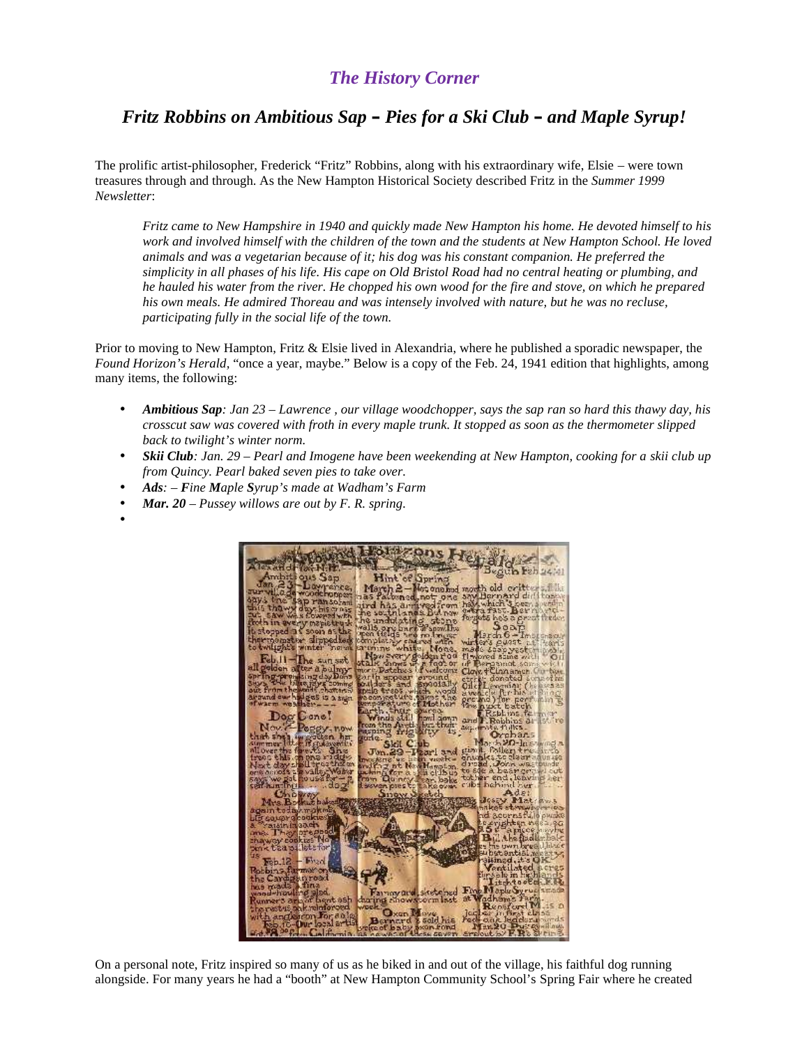# *The History Corner*

## *Fritz Robbins on Ambitious Sap – Pies for a Ski Club – and Maple Syrup!*

The prolific artist-philosopher, Frederick "Fritz" Robbins, along with his extraordinary wife, Elsie – were town treasures through and through. As the New Hampton Historical Society described Fritz in the *Summer 1999 Newsletter*:

> *Fritz came to New Hampshire in 1940 and quickly made New Hampton his home. He devoted himself to his work and involved himself with the children of the town and the students at New Hampton School. He loved animals and was a vegetarian because of it; his dog was his constant companion. He preferred the simplicity in all phases of his life. His cape on Old Bristol Road had no central heating or plumbing, and he hauled his water from the river. He chopped his own wood for the fire and stove, on which he prepared his own meals. He admired Thoreau and was intensely involved with nature, but he was no recluse, participating fully in the social life of the town.*

Prior to moving to New Hampton, Fritz & Elsie lived in Alexandria, where he published a sporadic newspaper, the *Found Horizon's Herald*, "once a year, maybe." Below is a copy of the Feb. 24, 1941 edition that highlights, among many items, the following:

- ***Ambitious Sap****: Jan 23 – Lawrence , our village woodchopper, says the sap ran so hard this thawy day, his crosscut saw was covered with froth in every maple trunk. It stopped as soon as the thermometer slipped back to twilight's winter norm.*
- ***Skii Club****: Jan. 29 – Pearl and Imogene have been weekending at New Hampton, cooking for a skii club up from Quincy. Pearl baked seven pies to take over.*
- ***Ads****: –* ***F****ine* ***M****aple* ***S****yrup's made at Wadham's Farm*
- ***Mar. 20*** *– Pussey willows are out by F. R. spring.*

On a personal note, Fritz inspired so many of us as he biked in and out of the village, his faithful dog running alongside. For many years he had a "booth" at New Hampton Community School's Spring Fair where he created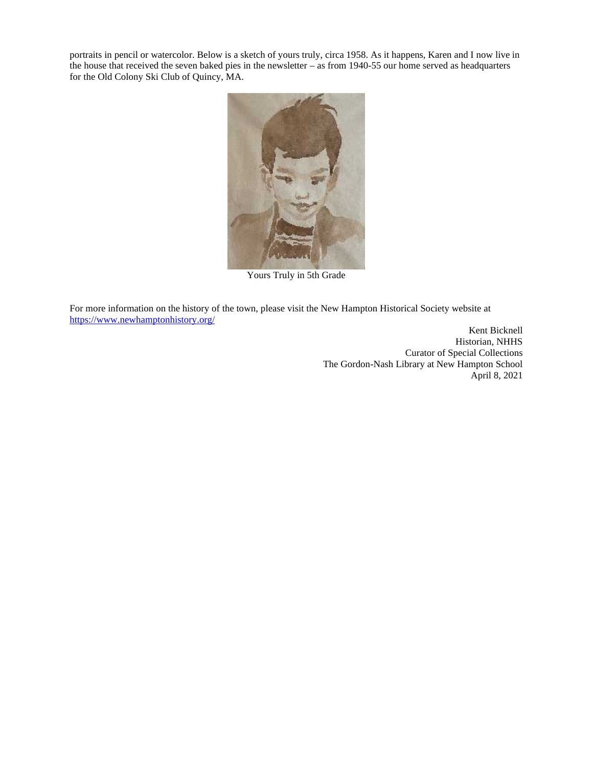portraits in pencil or watercolor. Below is a sketch of yours truly, circa 1958. As it happens, Karen and I now live in the house that received the seven baked pies in the newsletter – as from 1940-55 our home served as headquarters for the Old Colony Ski Club of Quincy, MA.

Yours Truly in 5th Grade

For more information on the history of the town, please visit the New Hampton Historical Society website at [https://www.newhamptonhistory.org/](https://www.newhamptonhistory.org/)

Kent Bicknell
Historian, NHHS
Curator of Special Collections
The Gordon-Nash Library at New Hampton School
April 8, 2021